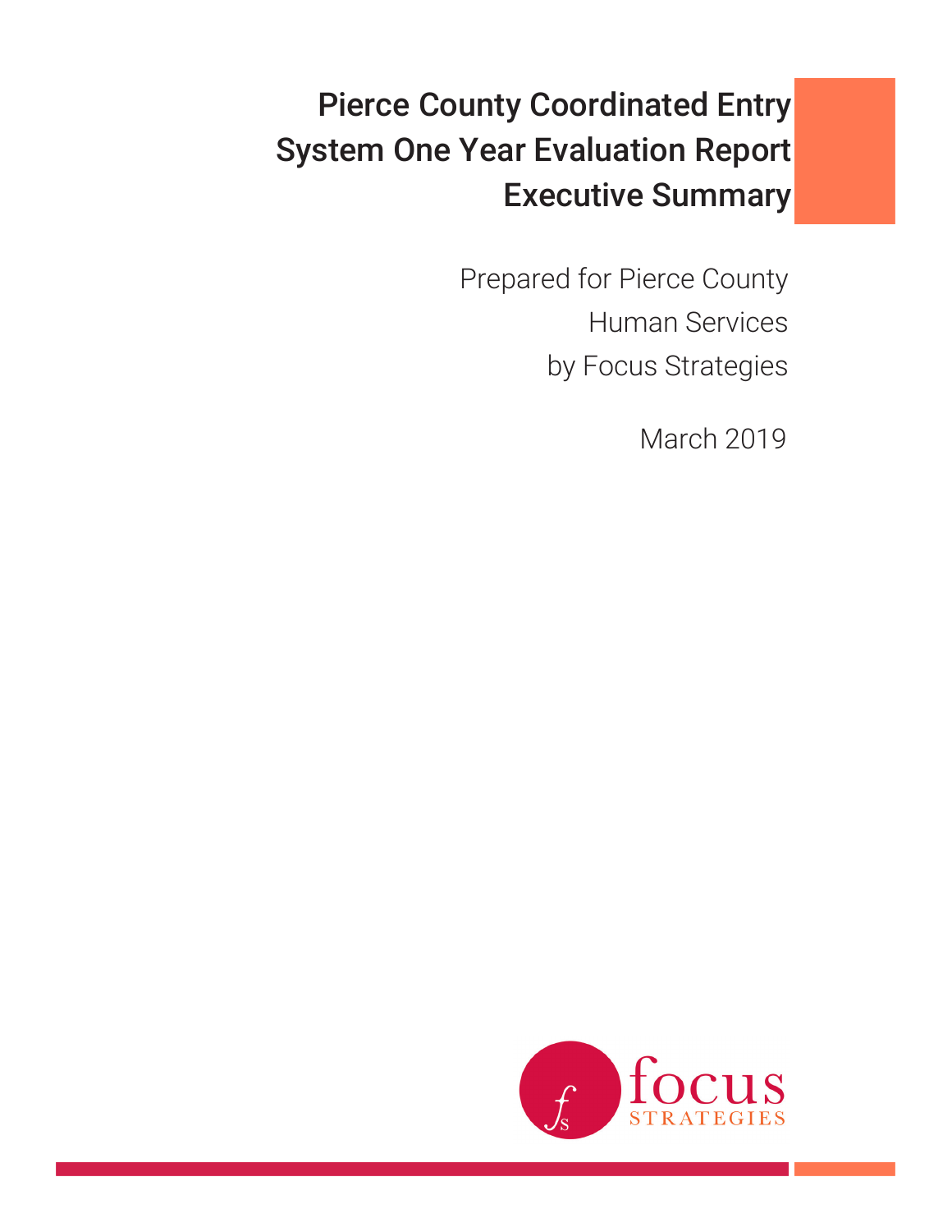# Pierce County Coordinated Entry System One Year Evaluation Report Executive Summary

Prepared for Pierce County Human Services by Focus Strategies

March 2019

focus STRATEGIES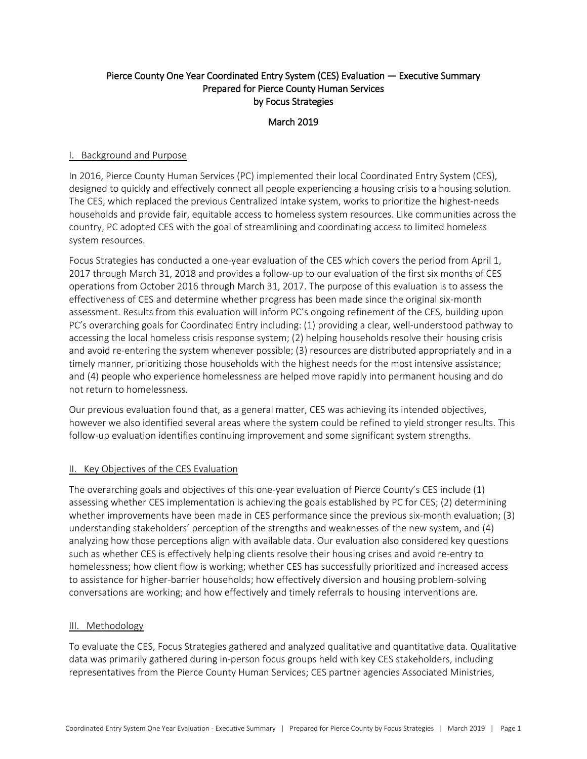Pierce County One Year Coordinated Entry System (CES) Evaluation — Executive Summary
Prepared for Pierce County Human Services
by Focus Strategies

March 2019

## I. Background and Purpose

In 2016, Pierce County Human Services (PC) implemented their local Coordinated Entry System (CES), designed to quickly and effectively connect all people experiencing a housing crisis to a housing solution. The CES, which replaced the previous Centralized Intake system, works to prioritize the highest-needs households and provide fair, equitable access to homeless system resources. Like communities across the country, PC adopted CES with the goal of streamlining and coordinating access to limited homeless system resources.

Focus Strategies has conducted a one-year evaluation of the CES which covers the period from April 1, 2017 through March 31, 2018 and provides a follow-up to our evaluation of the first six months of CES operations from October 2016 through March 31, 2017. The purpose of this evaluation is to assess the effectiveness of CES and determine whether progress has been made since the original six-month assessment. Results from this evaluation will inform PC's ongoing refinement of the CES, building upon PC's overarching goals for Coordinated Entry including: (1) providing a clear, well-understood pathway to accessing the local homeless crisis response system; (2) helping households resolve their housing crisis and avoid re-entering the system whenever possible; (3) resources are distributed appropriately and in a timely manner, prioritizing those households with the highest needs for the most intensive assistance; and (4) people who experience homelessness are helped move rapidly into permanent housing and do not return to homelessness.

Our previous evaluation found that, as a general matter, CES was achieving its intended objectives, however we also identified several areas where the system could be refined to yield stronger results. This follow-up evaluation identifies continuing improvement and some significant system strengths.

## II. Key Objectives of the CES Evaluation

The overarching goals and objectives of this one-year evaluation of Pierce County's CES include (1) assessing whether CES implementation is achieving the goals established by PC for CES; (2) determining whether improvements have been made in CES performance since the previous six-month evaluation; (3) understanding stakeholders' perception of the strengths and weaknesses of the new system, and (4) analyzing how those perceptions align with available data. Our evaluation also considered key questions such as whether CES is effectively helping clients resolve their housing crises and avoid re-entry to homelessness; how client flow is working; whether CES has successfully prioritized and increased access to assistance for higher-barrier households; how effectively diversion and housing problem-solving conversations are working; and how effectively and timely referrals to housing interventions are.

## III. Methodology

To evaluate the CES, Focus Strategies gathered and analyzed qualitative and quantitative data. Qualitative data was primarily gathered during in-person focus groups held with key CES stakeholders, including representatives from the Pierce County Human Services; CES partner agencies Associated Ministries,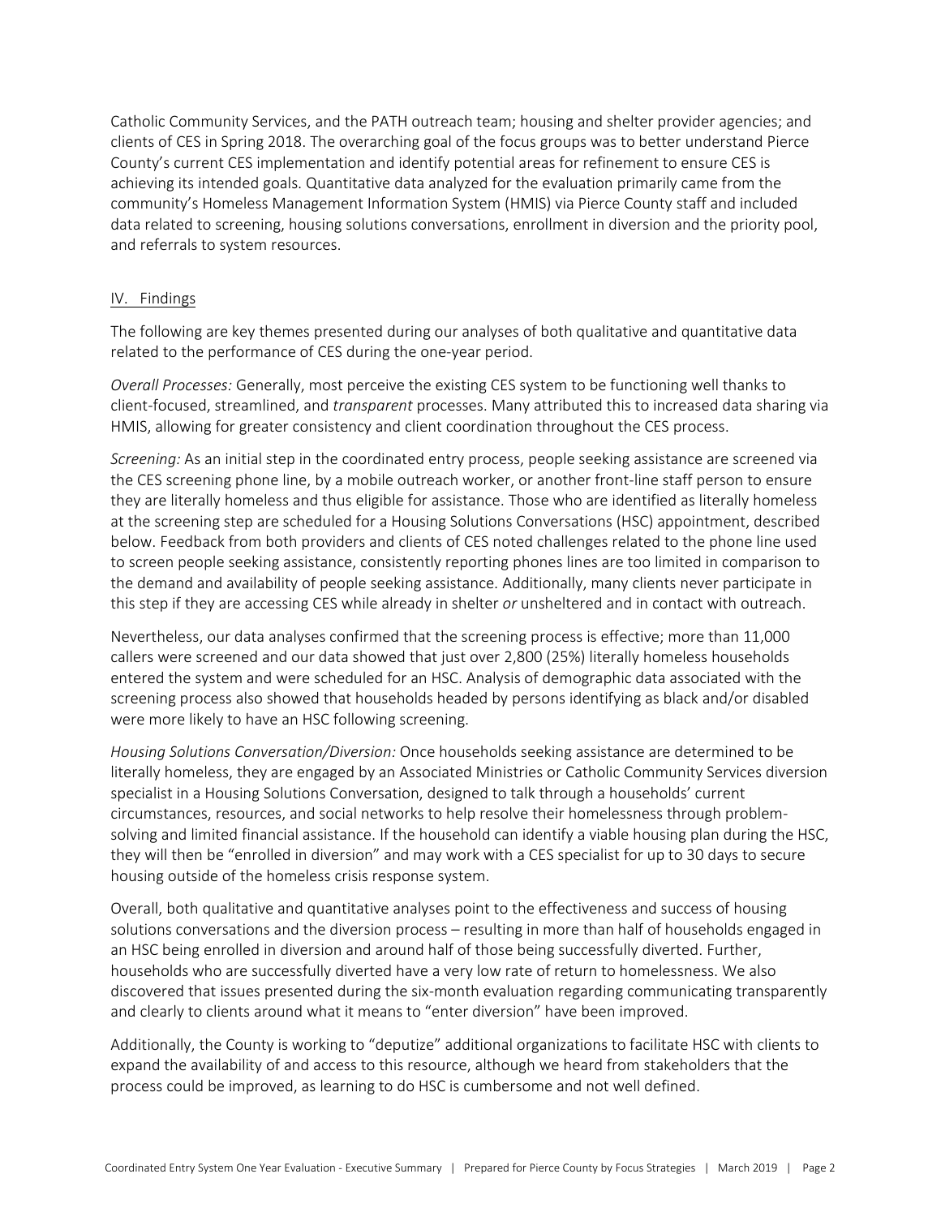Catholic Community Services, and the PATH outreach team; housing and shelter provider agencies; and clients of CES in Spring 2018. The overarching goal of the focus groups was to better understand Pierce County's current CES implementation and identify potential areas for refinement to ensure CES is achieving its intended goals. Quantitative data analyzed for the evaluation primarily came from the community's Homeless Management Information System (HMIS) via Pierce County staff and included data related to screening, housing solutions conversations, enrollment in diversion and the priority pool, and referrals to system resources.

## IV. Findings

The following are key themes presented during our analyses of both qualitative and quantitative data related to the performance of CES during the one-year period.

*Overall Processes:* Generally, most perceive the existing CES system to be functioning well thanks to client-focused, streamlined, and *transparent* processes. Many attributed this to increased data sharing via HMIS, allowing for greater consistency and client coordination throughout the CES process.

*Screening:* As an initial step in the coordinated entry process, people seeking assistance are screened via the CES screening phone line, by a mobile outreach worker, or another front-line staff person to ensure they are literally homeless and thus eligible for assistance. Those who are identified as literally homeless at the screening step are scheduled for a Housing Solutions Conversations (HSC) appointment, described below. Feedback from both providers and clients of CES noted challenges related to the phone line used to screen people seeking assistance, consistently reporting phones lines are too limited in comparison to the demand and availability of people seeking assistance. Additionally, many clients never participate in this step if they are accessing CES while already in shelter *or* unsheltered and in contact with outreach.

Nevertheless, our data analyses confirmed that the screening process is effective; more than 11,000 callers were screened and our data showed that just over 2,800 (25%) literally homeless households entered the system and were scheduled for an HSC. Analysis of demographic data associated with the screening process also showed that households headed by persons identifying as black and/or disabled were more likely to have an HSC following screening.

*Housing Solutions Conversation/Diversion:* Once households seeking assistance are determined to be literally homeless, they are engaged by an Associated Ministries or Catholic Community Services diversion specialist in a Housing Solutions Conversation, designed to talk through a households' current circumstances, resources, and social networks to help resolve their homelessness through problem-solving and limited financial assistance. If the household can identify a viable housing plan during the HSC, they will then be "enrolled in diversion" and may work with a CES specialist for up to 30 days to secure housing outside of the homeless crisis response system.

Overall, both qualitative and quantitative analyses point to the effectiveness and success of housing solutions conversations and the diversion process – resulting in more than half of households engaged in an HSC being enrolled in diversion and around half of those being successfully diverted. Further, households who are successfully diverted have a very low rate of return to homelessness. We also discovered that issues presented during the six-month evaluation regarding communicating transparently and clearly to clients around what it means to "enter diversion" have been improved.

Additionally, the County is working to "deputize" additional organizations to facilitate HSC with clients to expand the availability of and access to this resource, although we heard from stakeholders that the process could be improved, as learning to do HSC is cumbersome and not well defined.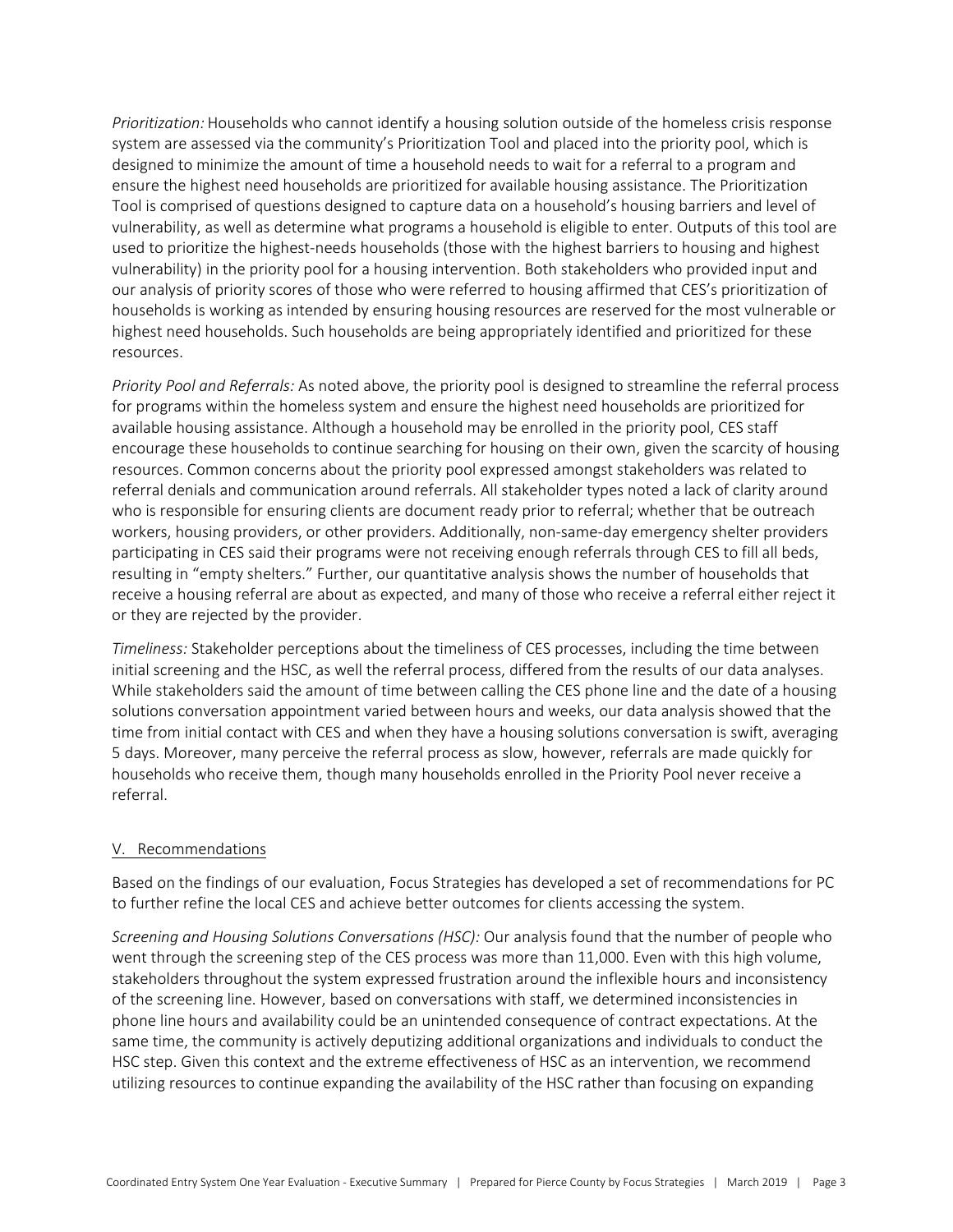*Prioritization:* Households who cannot identify a housing solution outside of the homeless crisis response system are assessed via the community's Prioritization Tool and placed into the priority pool, which is designed to minimize the amount of time a household needs to wait for a referral to a program and ensure the highest need households are prioritized for available housing assistance. The Prioritization Tool is comprised of questions designed to capture data on a household's housing barriers and level of vulnerability, as well as determine what programs a household is eligible to enter. Outputs of this tool are used to prioritize the highest-needs households (those with the highest barriers to housing and highest vulnerability) in the priority pool for a housing intervention. Both stakeholders who provided input and our analysis of priority scores of those who were referred to housing affirmed that CES's prioritization of households is working as intended by ensuring housing resources are reserved for the most vulnerable or highest need households. Such households are being appropriately identified and prioritized for these resources.

*Priority Pool and Referrals:* As noted above, the priority pool is designed to streamline the referral process for programs within the homeless system and ensure the highest need households are prioritized for available housing assistance. Although a household may be enrolled in the priority pool, CES staff encourage these households to continue searching for housing on their own, given the scarcity of housing resources. Common concerns about the priority pool expressed amongst stakeholders was related to referral denials and communication around referrals. All stakeholder types noted a lack of clarity around who is responsible for ensuring clients are document ready prior to referral; whether that be outreach workers, housing providers, or other providers. Additionally, non-same-day emergency shelter providers participating in CES said their programs were not receiving enough referrals through CES to fill all beds, resulting in "empty shelters." Further, our quantitative analysis shows the number of households that receive a housing referral are about as expected, and many of those who receive a referral either reject it or they are rejected by the provider.

*Timeliness:* Stakeholder perceptions about the timeliness of CES processes, including the time between initial screening and the HSC, as well the referral process, differed from the results of our data analyses. While stakeholders said the amount of time between calling the CES phone line and the date of a housing solutions conversation appointment varied between hours and weeks, our data analysis showed that the time from initial contact with CES and when they have a housing solutions conversation is swift, averaging 5 days. Moreover, many perceive the referral process as slow, however, referrals are made quickly for households who receive them, though many households enrolled in the Priority Pool never receive a referral.

## V. Recommendations

Based on the findings of our evaluation, Focus Strategies has developed a set of recommendations for PC to further refine the local CES and achieve better outcomes for clients accessing the system.

*Screening and Housing Solutions Conversations (HSC):* Our analysis found that the number of people who went through the screening step of the CES process was more than 11,000. Even with this high volume, stakeholders throughout the system expressed frustration around the inflexible hours and inconsistency of the screening line. However, based on conversations with staff, we determined inconsistencies in phone line hours and availability could be an unintended consequence of contract expectations. At the same time, the community is actively deputizing additional organizations and individuals to conduct the HSC step. Given this context and the extreme effectiveness of HSC as an intervention, we recommend utilizing resources to continue expanding the availability of the HSC rather than focusing on expanding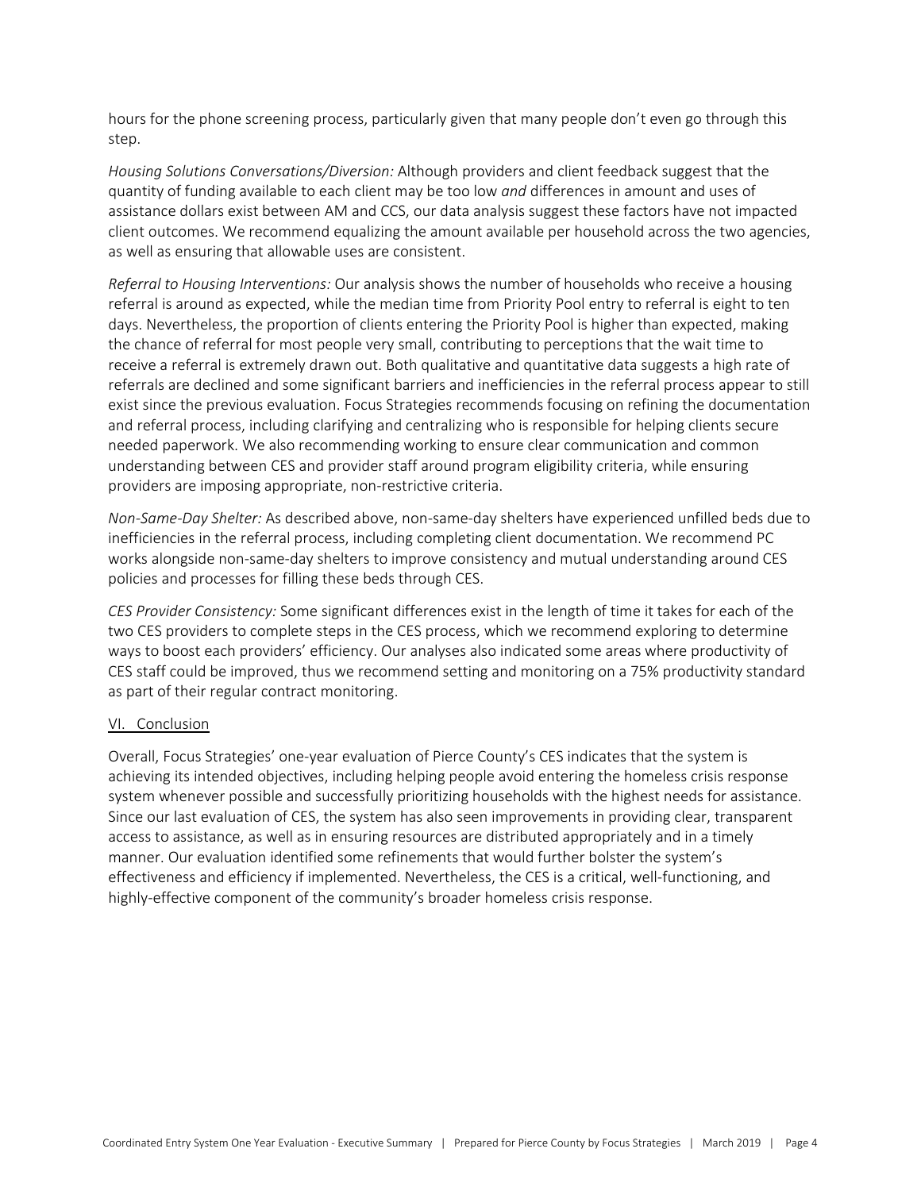hours for the phone screening process, particularly given that many people don't even go through this step.

*Housing Solutions Conversations/Diversion:* Although providers and client feedback suggest that the quantity of funding available to each client may be too low *and* differences in amount and uses of assistance dollars exist between AM and CCS, our data analysis suggest these factors have not impacted client outcomes. We recommend equalizing the amount available per household across the two agencies, as well as ensuring that allowable uses are consistent.

*Referral to Housing Interventions:* Our analysis shows the number of households who receive a housing referral is around as expected, while the median time from Priority Pool entry to referral is eight to ten days. Nevertheless, the proportion of clients entering the Priority Pool is higher than expected, making the chance of referral for most people very small, contributing to perceptions that the wait time to receive a referral is extremely drawn out. Both qualitative and quantitative data suggests a high rate of referrals are declined and some significant barriers and inefficiencies in the referral process appear to still exist since the previous evaluation. Focus Strategies recommends focusing on refining the documentation and referral process, including clarifying and centralizing who is responsible for helping clients secure needed paperwork. We also recommending working to ensure clear communication and common understanding between CES and provider staff around program eligibility criteria, while ensuring providers are imposing appropriate, non-restrictive criteria.

*Non-Same-Day Shelter:* As described above, non-same-day shelters have experienced unfilled beds due to inefficiencies in the referral process, including completing client documentation. We recommend PC works alongside non-same-day shelters to improve consistency and mutual understanding around CES policies and processes for filling these beds through CES.

*CES Provider Consistency:* Some significant differences exist in the length of time it takes for each of the two CES providers to complete steps in the CES process, which we recommend exploring to determine ways to boost each providers' efficiency. Our analyses also indicated some areas where productivity of CES staff could be improved, thus we recommend setting and monitoring on a 75% productivity standard as part of their regular contract monitoring.

## VI. Conclusion

Overall, Focus Strategies' one-year evaluation of Pierce County's CES indicates that the system is achieving its intended objectives, including helping people avoid entering the homeless crisis response system whenever possible and successfully prioritizing households with the highest needs for assistance. Since our last evaluation of CES, the system has also seen improvements in providing clear, transparent access to assistance, as well as in ensuring resources are distributed appropriately and in a timely manner. Our evaluation identified some refinements that would further bolster the system's effectiveness and efficiency if implemented. Nevertheless, the CES is a critical, well-functioning, and highly-effective component of the community's broader homeless crisis response.